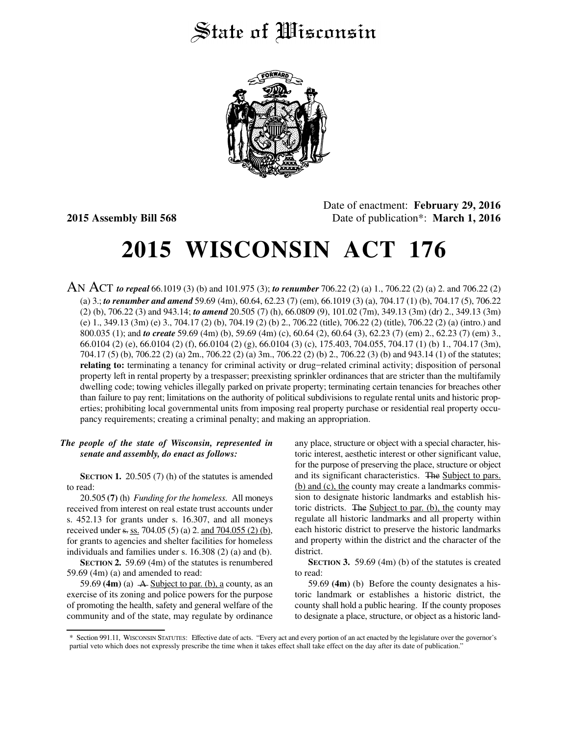# State of Wisconsin

**2015 Assembly Bill 568**

Date of enactment: **February 29, 2016**
Date of publication*: **March 1, 2016**

# 2015 WISCONSIN ACT 176

AN ACT ***to repeal*** 66.1019 (3) (b) and 101.975 (3); ***to renumber*** 706.22 (2) (a) 1., 706.22 (2) (a) 2. and 706.22 (2) (a) 3.; ***to renumber and amend*** 59.69 (4m), 60.64, 62.23 (7) (em), 66.1019 (3) (a), 704.17 (1) (b), 704.17 (5), 706.22 (2) (b), 706.22 (3) and 943.14; ***to amend*** 20.505 (7) (h), 66.0809 (9), 101.02 (7m), 349.13 (3m) (dr) 2., 349.13 (3m) (e) 1., 349.13 (3m) (e) 3., 704.17 (2) (b), 704.19 (2) (b) 2., 706.22 (title), 706.22 (2) (title), 706.22 (2) (a) (intro.) and 800.035 (1); and ***to create*** 59.69 (4m) (b), 59.69 (4m) (c), 60.64 (2), 60.64 (3), 62.23 (7) (em) 2., 62.23 (7) (em) 3., 66.0104 (2) (e), 66.0104 (2) (f), 66.0104 (2) (g), 66.0104 (3) (c), 175.403, 704.055, 704.17 (1) (b) 1., 704.17 (3m), 704.17 (5) (b), 706.22 (2) (a) 2m., 706.22 (2) (a) 3m., 706.22 (2) (b) 2., 706.22 (3) (b) and 943.14 (1) of the statutes; **relating to:** terminating a tenancy for criminal activity or drug−related criminal activity; disposition of personal property left in rental property by a trespasser; preexisting sprinkler ordinances that are stricter than the multifamily dwelling code; towing vehicles illegally parked on private property; terminating certain tenancies for breaches other than failure to pay rent; limitations on the authority of political subdivisions to regulate rental units and historic properties; prohibiting local governmental units from imposing real property purchase or residential real property occupancy requirements; creating a criminal penalty; and making an appropriation.

***The people of the state of Wisconsin, represented in senate and assembly, do enact as follows:***

**SECTION 1.** 20.505 (7) (h) of the statutes is amended to read:

20.505 **(7)** (h) *Funding for the homeless.* All moneys received from interest on real estate trust accounts under s. 452.13 for grants under s. 16.307, and all moneys received under ~~s.~~ ss. 704.05 (5) (a) 2. and 704.055 (2) (b), for grants to agencies and shelter facilities for homeless individuals and families under s. 16.308 (2) (a) and (b).

**SECTION 2.** 59.69 (4m) of the statutes is renumbered 59.69 (4m) (a) and amended to read:

59.69 **(4m)** (a) ~~A~~ Subject to par. (b), a county, as an exercise of its zoning and police powers for the purpose of promoting the health, safety and general welfare of the community and of the state, may regulate by ordinance any place, structure or object with a special character, historic interest, aesthetic interest or other significant value, for the purpose of preserving the place, structure or object and its significant characteristics. ~~The~~ Subject to pars. (b) and (c), the county may create a landmarks commission to designate historic landmarks and establish historic districts. ~~The~~ Subject to par. (b), the county may regulate all historic landmarks and all property within each historic district to preserve the historic landmarks and property within the district and the character of the district.

**SECTION 3.** 59.69 (4m) (b) of the statutes is created to read:

59.69 **(4m)** (b) Before the county designates a historic landmark or establishes a historic district, the county shall hold a public hearing. If the county proposes to designate a place, structure, or object as a historic land-

\* Section 991.11, WISCONSIN STATUTES: Effective date of acts. "Every act and every portion of an act enacted by the legislature over the governor's partial veto which does not expressly prescribe the time when it takes effect shall take effect on the day after its date of publication."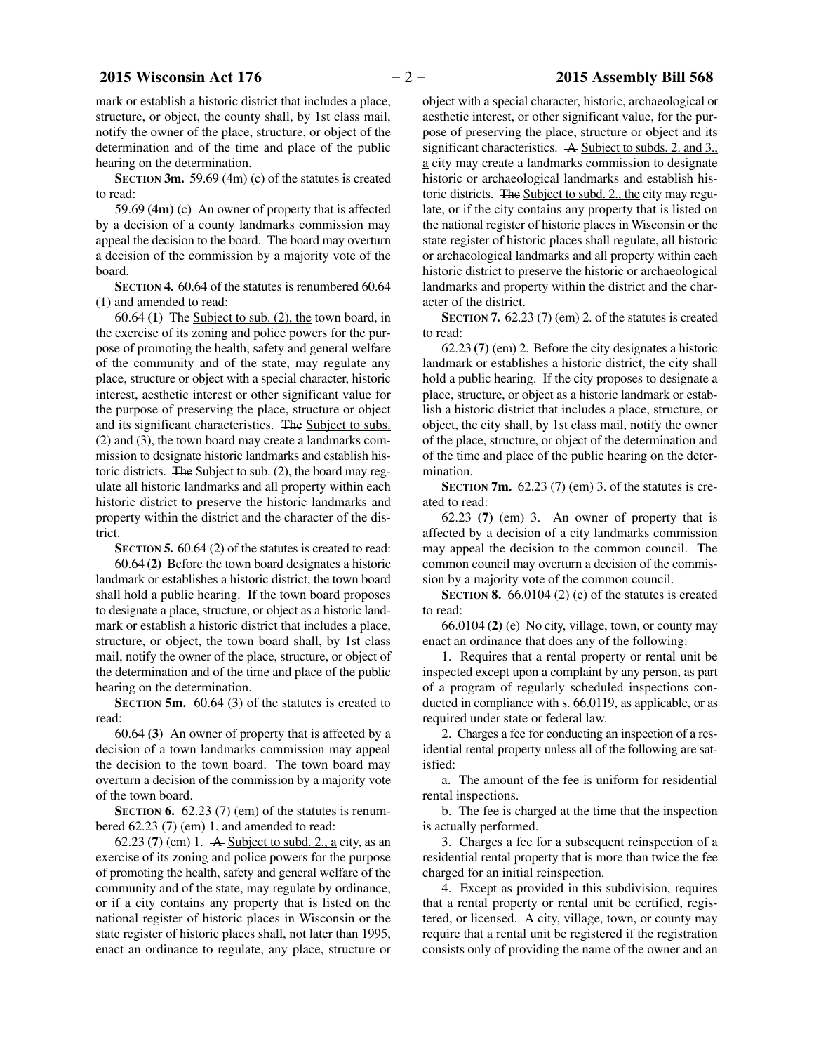mark or establish a historic district that includes a place, structure, or object, the county shall, by 1st class mail, notify the owner of the place, structure, or object of the determination and of the time and place of the public hearing on the determination.

**SECTION 3m.** 59.69 (4m) (c) of the statutes is created to read:

59.69 **(4m)** (c) An owner of property that is affected by a decision of a county landmarks commission may appeal the decision to the board. The board may overturn a decision of the commission by a majority vote of the board.

**SECTION 4.** 60.64 of the statutes is renumbered 60.64 (1) and amended to read:

60.64 **(1)** ~~The~~ Subject to sub. (2), the town board, in the exercise of its zoning and police powers for the purpose of promoting the health, safety and general welfare of the community and of the state, may regulate any place, structure or object with a special character, historic interest, aesthetic interest or other significant value for the purpose of preserving the place, structure or object and its significant characteristics. ~~The~~ Subject to subs. (2) and (3), the town board may create a landmarks commission to designate historic landmarks and establish historic districts. ~~The~~ Subject to sub. (2), the board may regulate all historic landmarks and all property within each historic district to preserve the historic landmarks and property within the district and the character of the district.

**SECTION 5.** 60.64 (2) of the statutes is created to read:

60.64 **(2)** Before the town board designates a historic landmark or establishes a historic district, the town board shall hold a public hearing. If the town board proposes to designate a place, structure, or object as a historic landmark or establish a historic district that includes a place, structure, or object, the town board shall, by 1st class mail, notify the owner of the place, structure, or object of the determination and of the time and place of the public hearing on the determination.

**SECTION 5m.** 60.64 (3) of the statutes is created to read:

60.64 **(3)** An owner of property that is affected by a decision of a town landmarks commission may appeal the decision to the town board. The town board may overturn a decision of the commission by a majority vote of the town board.

**SECTION 6.** 62.23 (7) (em) of the statutes is renumbered 62.23 (7) (em) 1. and amended to read:

62.23 **(7)** (em) 1. ~~A~~ Subject to subd. 2., a city, as an exercise of its zoning and police powers for the purpose of promoting the health, safety and general welfare of the community and of the state, may regulate by ordinance, or if a city contains any property that is listed on the national register of historic places in Wisconsin or the state register of historic places shall, not later than 1995, enact an ordinance to regulate, any place, structure or object with a special character, historic, archaeological or aesthetic interest, or other significant value, for the purpose of preserving the place, structure or object and its significant characteristics. ~~A~~ Subject to subds. 2. and 3., a city may create a landmarks commission to designate historic or archaeological landmarks and establish historic districts. ~~The~~ Subject to subd. 2., the city may regulate, or if the city contains any property that is listed on the national register of historic places in Wisconsin or the state register of historic places shall regulate, all historic or archaeological landmarks and all property within each historic district to preserve the historic or archaeological landmarks and property within the district and the character of the district.

**SECTION 7.** 62.23 (7) (em) 2. of the statutes is created to read:

62.23 **(7)** (em) 2. Before the city designates a historic landmark or establishes a historic district, the city shall hold a public hearing. If the city proposes to designate a place, structure, or object as a historic landmark or establish a historic district that includes a place, structure, or object, the city shall, by 1st class mail, notify the owner of the place, structure, or object of the determination and of the time and place of the public hearing on the determination.

**SECTION 7m.** 62.23 (7) (em) 3. of the statutes is created to read:

62.23 **(7)** (em) 3. An owner of property that is affected by a decision of a city landmarks commission may appeal the decision to the common council. The common council may overturn a decision of the commission by a majority vote of the common council.

**SECTION 8.** 66.0104 (2) (e) of the statutes is created to read:

66.0104 **(2)** (e) No city, village, town, or county may enact an ordinance that does any of the following:

1. Requires that a rental property or rental unit be inspected except upon a complaint by any person, as part of a program of regularly scheduled inspections conducted in compliance with s. 66.0119, as applicable, or as required under state or federal law.

2. Charges a fee for conducting an inspection of a residential rental property unless all of the following are satisfied:

a. The amount of the fee is uniform for residential rental inspections.

b. The fee is charged at the time that the inspection is actually performed.

3. Charges a fee for a subsequent reinspection of a residential rental property that is more than twice the fee charged for an initial reinspection.

4. Except as provided in this subdivision, requires that a rental property or rental unit be certified, registered, or licensed. A city, village, town, or county may require that a rental unit be registered if the registration consists only of providing the name of the owner and an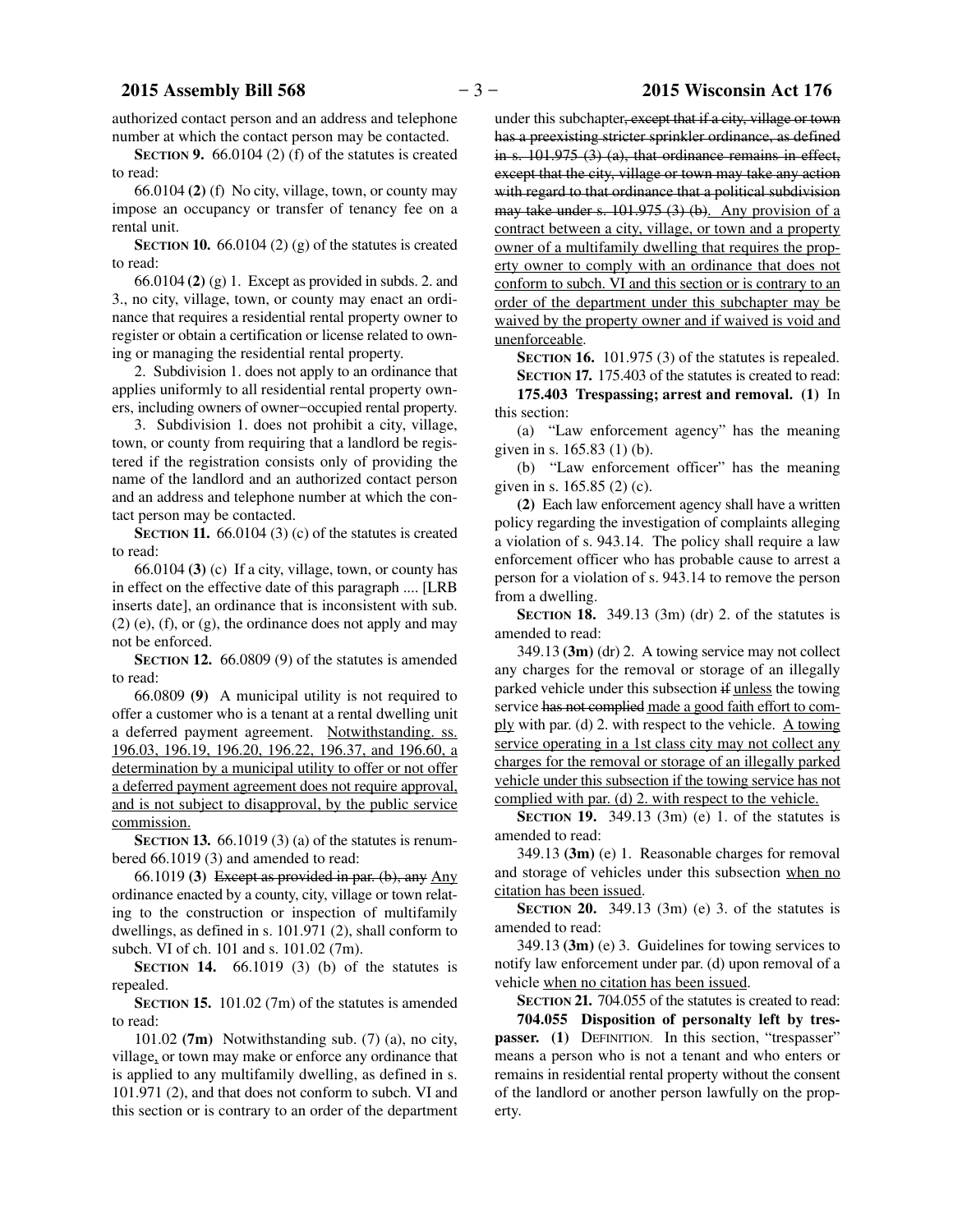authorized contact person and an address and telephone number at which the contact person may be contacted.

**SECTION 9.** 66.0104 (2) (f) of the statutes is created to read:

66.0104 **(2)** (f) No city, village, town, or county may impose an occupancy or transfer of tenancy fee on a rental unit.

**SECTION 10.** 66.0104 (2) (g) of the statutes is created to read:

66.0104 **(2)** (g) 1. Except as provided in subds. 2. and 3., no city, village, town, or county may enact an ordinance that requires a residential rental property owner to register or obtain a certification or license related to owning or managing the residential rental property.

2. Subdivision 1. does not apply to an ordinance that applies uniformly to all residential rental property owners, including owners of owner−occupied rental property.

3. Subdivision 1. does not prohibit a city, village, town, or county from requiring that a landlord be registered if the registration consists only of providing the name of the landlord and an authorized contact person and an address and telephone number at which the contact person may be contacted.

**SECTION 11.** 66.0104 (3) (c) of the statutes is created to read:

66.0104 **(3)** (c) If a city, village, town, or county has in effect on the effective date of this paragraph .... [LRB inserts date], an ordinance that is inconsistent with sub. (2) (e), (f), or (g), the ordinance does not apply and may not be enforced.

**SECTION 12.** 66.0809 (9) of the statutes is amended to read:

66.0809 **(9)** A municipal utility is not required to offer a customer who is a tenant at a rental dwelling unit a deferred payment agreement. <u>Notwithstanding. ss. 196.03, 196.19, 196.20, 196.22, 196.37, and 196.60, a determination by a municipal utility to offer or not offer a deferred payment agreement does not require approval, and is not subject to disapproval, by the public service commission.</u>

**SECTION 13.** 66.1019 (3) (a) of the statutes is renumbered 66.1019 (3) and amended to read:

66.1019 **(3)** ~~Except as provided in par. (b), any~~ <u>Any</u> ordinance enacted by a county, city, village or town relating to the construction or inspection of multifamily dwellings, as defined in s. 101.971 (2), shall conform to subch. VI of ch. 101 and s. 101.02 (7m).

**SECTION 14.** 66.1019 (3) (b) of the statutes is repealed.

**SECTION 15.** 101.02 (7m) of the statutes is amended to read:

101.02 **(7m)** Notwithstanding sub. (7) (a), no city, village<u>,</u> or town may make or enforce any ordinance that is applied to any multifamily dwelling, as defined in s. 101.971 (2), and that does not conform to subch. VI and this section or is contrary to an order of the department under this subchapter~~, except that if a city, village or town has a preexisting stricter sprinkler ordinance, as defined in s. 101.975 (3) (a), that ordinance remains in effect, except that the city, village or town may take any action with regard to that ordinance that a political subdivision may take under s. 101.975 (3) (b)~~. <u>Any provision of a contract between a city, village, or town and a property owner of a multifamily dwelling that requires the property owner to comply with an ordinance that does not conform to subch. VI and this section or is contrary to an order of the department under this subchapter may be waived by the property owner and if waived is void and unenforceable</u>.

**SECTION 16.** 101.975 (3) of the statutes is repealed.

**SECTION 17.** 175.403 of the statutes is created to read:

**175.403 Trespassing; arrest and removal. (1)** In this section:

(a) "Law enforcement agency" has the meaning given in s. 165.83 (1) (b).

(b) "Law enforcement officer" has the meaning given in s. 165.85 (2) (c).

**(2)** Each law enforcement agency shall have a written policy regarding the investigation of complaints alleging a violation of s. 943.14. The policy shall require a law enforcement officer who has probable cause to arrest a person for a violation of s. 943.14 to remove the person from a dwelling.

**SECTION 18.** 349.13 (3m) (dr) 2. of the statutes is amended to read:

349.13 **(3m)** (dr) 2. A towing service may not collect any charges for the removal or storage of an illegally parked vehicle under this subsection ~~if~~ <u>unless</u> the towing service ~~has not complied~~ <u>made a good faith effort to comply</u> with par. (d) 2. with respect to the vehicle. <u>A towing service operating in a 1st class city may not collect any charges for the removal or storage of an illegally parked vehicle under this subsection if the towing service has not complied with par. (d) 2. with respect to the vehicle.</u>

**SECTION 19.** 349.13 (3m) (e) 1. of the statutes is amended to read:

349.13 **(3m)** (e) 1. Reasonable charges for removal and storage of vehicles under this subsection <u>when no citation has been issued</u>.

**SECTION 20.** 349.13 (3m) (e) 3. of the statutes is amended to read:

349.13 **(3m)** (e) 3. Guidelines for towing services to notify law enforcement under par. (d) upon removal of a vehicle <u>when no citation has been issued</u>.

**SECTION 21.** 704.055 of the statutes is created to read:

**704.055 Disposition of personalty left by trespasser. (1)** DEFINITION. In this section, "trespasser" means a person who is not a tenant and who enters or remains in residential rental property without the consent of the landlord or another person lawfully on the property.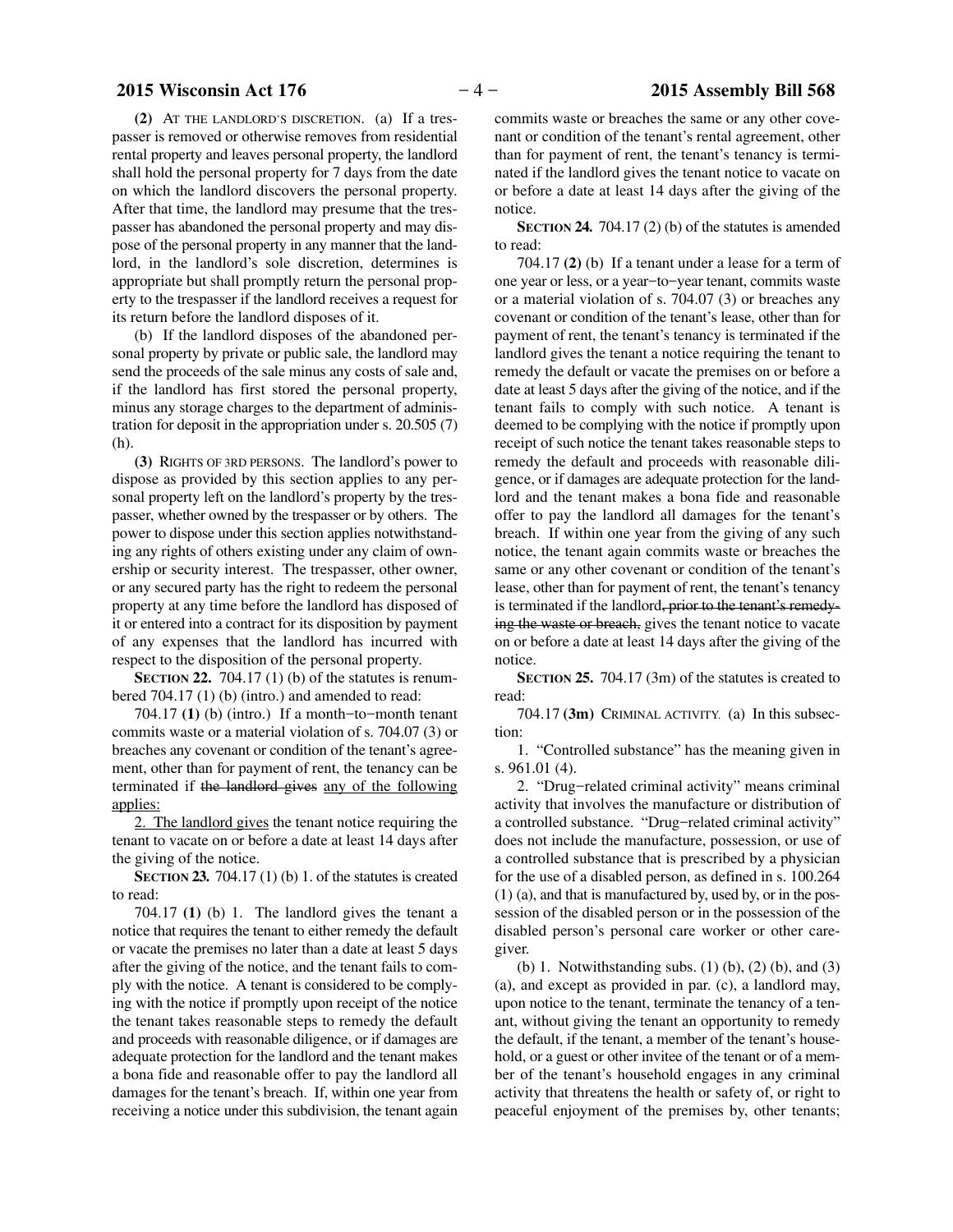**(2)** AT THE LANDLORD'S DISCRETION. (a) If a trespasser is removed or otherwise removes from residential rental property and leaves personal property, the landlord shall hold the personal property for 7 days from the date on which the landlord discovers the personal property. After that time, the landlord may presume that the trespasser has abandoned the personal property and may dispose of the personal property in any manner that the landlord, in the landlord's sole discretion, determines is appropriate but shall promptly return the personal property to the trespasser if the landlord receives a request for its return before the landlord disposes of it.

(b) If the landlord disposes of the abandoned personal property by private or public sale, the landlord may send the proceeds of the sale minus any costs of sale and, if the landlord has first stored the personal property, minus any storage charges to the department of administration for deposit in the appropriation under s. 20.505 (7) (h).

**(3)** RIGHTS OF 3RD PERSONS. The landlord's power to dispose as provided by this section applies to any personal property left on the landlord's property by the trespasser, whether owned by the trespasser or by others. The power to dispose under this section applies notwithstanding any rights of others existing under any claim of ownership or security interest. The trespasser, other owner, or any secured party has the right to redeem the personal property at any time before the landlord has disposed of it or entered into a contract for its disposition by payment of any expenses that the landlord has incurred with respect to the disposition of the personal property.

**SECTION 22.** 704.17 (1) (b) of the statutes is renumbered 704.17 (1) (b) (intro.) and amended to read:

704.17 **(1)** (b) (intro.) If a month−to−month tenant commits waste or a material violation of s. 704.07 (3) or breaches any covenant or condition of the tenant's agreement, other than for payment of rent, the tenancy can be terminated if ~~the landlord gives~~ <u>any of the following applies:</u>

<u>2. The landlord gives</u> the tenant notice requiring the tenant to vacate on or before a date at least 14 days after the giving of the notice.

**SECTION 23.** 704.17 (1) (b) 1. of the statutes is created to read:

704.17 **(1)** (b) 1. The landlord gives the tenant a notice that requires the tenant to either remedy the default or vacate the premises no later than a date at least 5 days after the giving of the notice, and the tenant fails to comply with the notice. A tenant is considered to be complying with the notice if promptly upon receipt of the notice the tenant takes reasonable steps to remedy the default and proceeds with reasonable diligence, or if damages are adequate protection for the landlord and the tenant makes a bona fide and reasonable offer to pay the landlord all damages for the tenant's breach. If, within one year from receiving a notice under this subdivision, the tenant again commits waste or breaches the same or any other covenant or condition of the tenant's rental agreement, other than for payment of rent, the tenant's tenancy is terminated if the landlord gives the tenant notice to vacate on or before a date at least 14 days after the giving of the notice.

**SECTION 24.** 704.17 (2) (b) of the statutes is amended to read:

704.17 **(2)** (b) If a tenant under a lease for a term of one year or less, or a year−to−year tenant, commits waste or a material violation of s. 704.07 (3) or breaches any covenant or condition of the tenant's lease, other than for payment of rent, the tenant's tenancy is terminated if the landlord gives the tenant a notice requiring the tenant to remedy the default or vacate the premises on or before a date at least 5 days after the giving of the notice, and if the tenant fails to comply with such notice. A tenant is deemed to be complying with the notice if promptly upon receipt of such notice the tenant takes reasonable steps to remedy the default and proceeds with reasonable diligence, or if damages are adequate protection for the landlord and the tenant makes a bona fide and reasonable offer to pay the landlord all damages for the tenant's breach. If within one year from the giving of any such notice, the tenant again commits waste or breaches the same or any other covenant or condition of the tenant's lease, other than for payment of rent, the tenant's tenancy is terminated if the landlord~~, prior to the tenant's remedying the waste or breach,~~ gives the tenant notice to vacate on or before a date at least 14 days after the giving of the notice.

**SECTION 25.** 704.17 (3m) of the statutes is created to read:

704.17 **(3m)** CRIMINAL ACTIVITY. (a) In this subsection:

1. "Controlled substance" has the meaning given in s. 961.01 (4).

2. "Drug−related criminal activity" means criminal activity that involves the manufacture or distribution of a controlled substance. "Drug−related criminal activity" does not include the manufacture, possession, or use of a controlled substance that is prescribed by a physician for the use of a disabled person, as defined in s. 100.264 (1) (a), and that is manufactured by, used by, or in the possession of the disabled person or in the possession of the disabled person's personal care worker or other caregiver.

(b) 1. Notwithstanding subs. (1) (b), (2) (b), and (3) (a), and except as provided in par. (c), a landlord may, upon notice to the tenant, terminate the tenancy of a tenant, without giving the tenant an opportunity to remedy the default, if the tenant, a member of the tenant's household, or a guest or other invitee of the tenant or of a member of the tenant's household engages in any criminal activity that threatens the health or safety of, or right to peaceful enjoyment of the premises by, other tenants;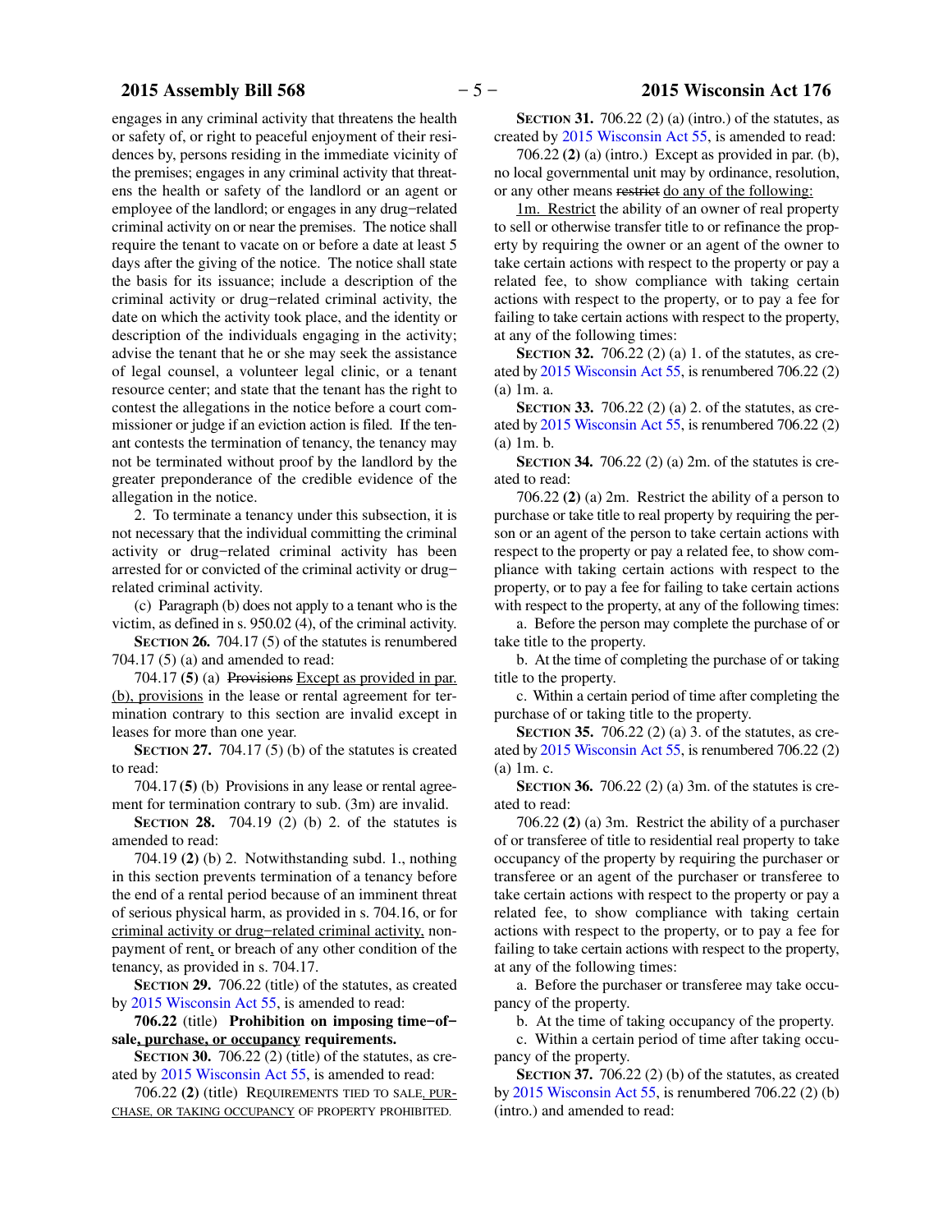engages in any criminal activity that threatens the health or safety of, or right to peaceful enjoyment of their residences by, persons residing in the immediate vicinity of the premises; engages in any criminal activity that threatens the health or safety of the landlord or an agent or employee of the landlord; or engages in any drug−related criminal activity on or near the premises. The notice shall require the tenant to vacate on or before a date at least 5 days after the giving of the notice. The notice shall state the basis for its issuance; include a description of the criminal activity or drug−related criminal activity, the date on which the activity took place, and the identity or description of the individuals engaging in the activity; advise the tenant that he or she may seek the assistance of legal counsel, a volunteer legal clinic, or a tenant resource center; and state that the tenant has the right to contest the allegations in the notice before a court commissioner or judge if an eviction action is filed. If the tenant contests the termination of tenancy, the tenancy may not be terminated without proof by the landlord by the greater preponderance of the credible evidence of the allegation in the notice.

2. To terminate a tenancy under this subsection, it is not necessary that the individual committing the criminal activity or drug−related criminal activity has been arrested for or convicted of the criminal activity or drug−related criminal activity.

(c) Paragraph (b) does not apply to a tenant who is the victim, as defined in s. 950.02 (4), of the criminal activity.

**SECTION 26.** 704.17 (5) of the statutes is renumbered 704.17 (5) (a) and amended to read:

704.17 **(5)** (a) ~~Provisions~~ Except as provided in par. (b), provisions in the lease or rental agreement for termination contrary to this section are invalid except in leases for more than one year.

**SECTION 27.** 704.17 (5) (b) of the statutes is created to read:

704.17 **(5)** (b) Provisions in any lease or rental agreement for termination contrary to sub. (3m) are invalid.

**SECTION 28.** 704.19 (2) (b) 2. of the statutes is amended to read:

704.19 **(2)** (b) 2. Notwithstanding subd. 1., nothing in this section prevents termination of a tenancy before the end of a rental period because of an imminent threat of serious physical harm, as provided in s. 704.16, or for criminal activity or drug−related criminal activity, nonpayment of rent, or breach of any other condition of the tenancy, as provided in s. 704.17.

**SECTION 29.** 706.22 (title) of the statutes, as created by 2015 Wisconsin Act 55, is amended to read:

**706.22** (title) **Prohibition on imposing time−of−sale, purchase, or occupancy requirements.**

**SECTION 30.** 706.22 (2) (title) of the statutes, as created by 2015 Wisconsin Act 55, is amended to read:

706.22 **(2)** (title) REQUIREMENTS TIED TO SALE, PURCHASE, OR TAKING OCCUPANCY OF PROPERTY PROHIBITED.

**SECTION 31.** 706.22 (2) (a) (intro.) of the statutes, as created by 2015 Wisconsin Act 55, is amended to read:

706.22 **(2)** (a) (intro.) Except as provided in par. (b), no local governmental unit may by ordinance, resolution, or any other means ~~restrict~~ do any of the following:

1m. Restrict the ability of an owner of real property to sell or otherwise transfer title to or refinance the property by requiring the owner or an agent of the owner to take certain actions with respect to the property or pay a related fee, to show compliance with taking certain actions with respect to the property, or to pay a fee for failing to take certain actions with respect to the property, at any of the following times:

**SECTION 32.** 706.22 (2) (a) 1. of the statutes, as created by 2015 Wisconsin Act 55, is renumbered 706.22 (2) (a) 1m. a.

**SECTION 33.** 706.22 (2) (a) 2. of the statutes, as created by 2015 Wisconsin Act 55, is renumbered 706.22 (2) (a) 1m. b.

**SECTION 34.** 706.22 (2) (a) 2m. of the statutes is created to read:

706.22 **(2)** (a) 2m. Restrict the ability of a person to purchase or take title to real property by requiring the person or an agent of the person to take certain actions with respect to the property or pay a related fee, to show compliance with taking certain actions with respect to the property, or to pay a fee for failing to take certain actions with respect to the property, at any of the following times:

a. Before the person may complete the purchase of or take title to the property.

b. At the time of completing the purchase of or taking title to the property.

c. Within a certain period of time after completing the purchase of or taking title to the property.

**SECTION 35.** 706.22 (2) (a) 3. of the statutes, as created by 2015 Wisconsin Act 55, is renumbered 706.22 (2) (a) 1m. c.

**SECTION 36.** 706.22 (2) (a) 3m. of the statutes is created to read:

706.22 **(2)** (a) 3m. Restrict the ability of a purchaser of or transferee of title to residential real property to take occupancy of the property by requiring the purchaser or transferee or an agent of the purchaser or transferee to take certain actions with respect to the property or pay a related fee, to show compliance with taking certain actions with respect to the property, or to pay a fee for failing to take certain actions with respect to the property, at any of the following times:

a. Before the purchaser or transferee may take occupancy of the property.

b. At the time of taking occupancy of the property.

c. Within a certain period of time after taking occupancy of the property.

**SECTION 37.** 706.22 (2) (b) of the statutes, as created by 2015 Wisconsin Act 55, is renumbered 706.22 (2) (b) (intro.) and amended to read: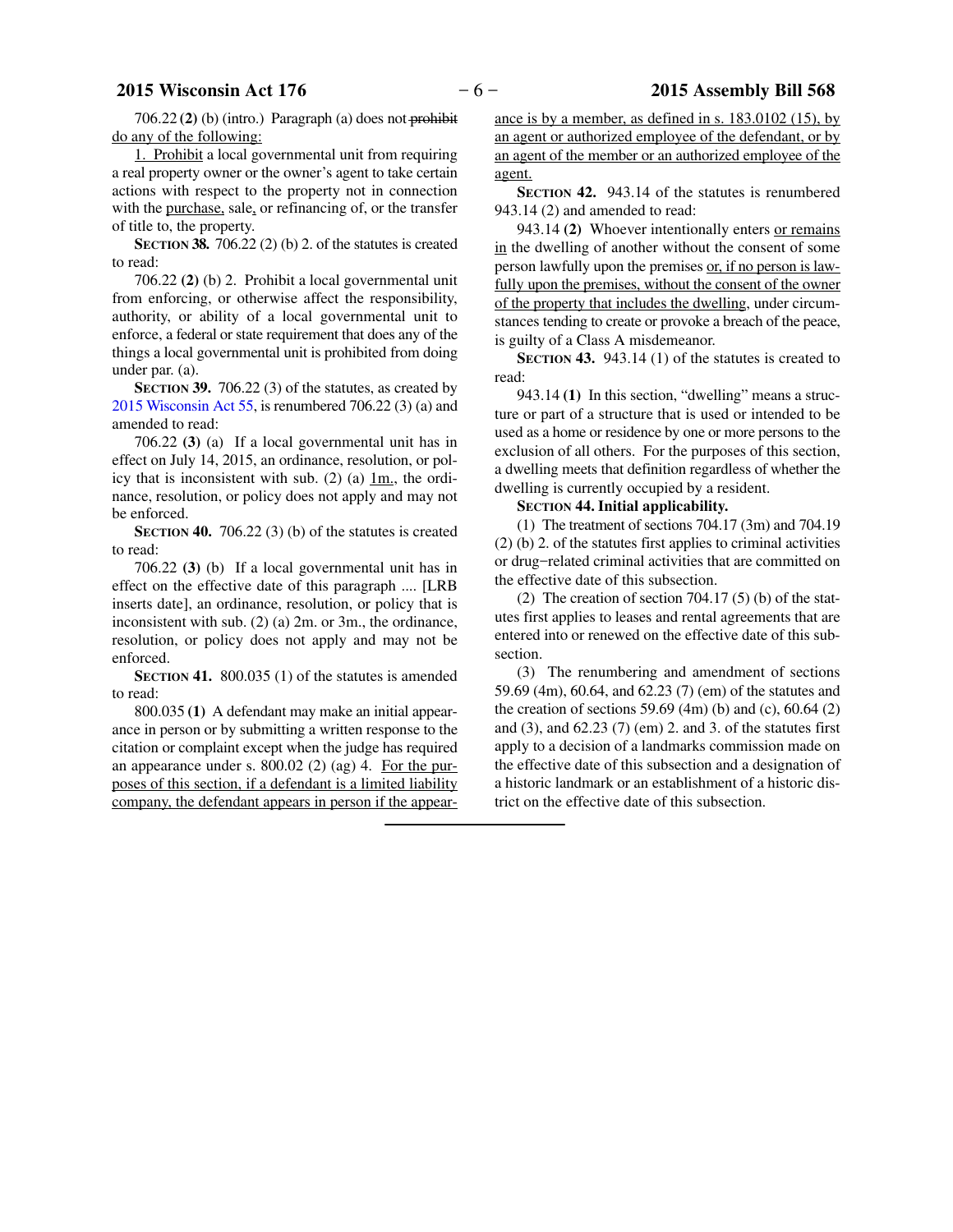706.22 **(2)** (b) (intro.) Paragraph (a) does not ~~prohibit~~ do any of the following:

1. Prohibit a local governmental unit from requiring a real property owner or the owner's agent to take certain actions with respect to the property not in connection with the purchase, sale, or refinancing of, or the transfer of title to, the property.

**SECTION 38.** 706.22 (2) (b) 2. of the statutes is created to read:

706.22 **(2)** (b) 2. Prohibit a local governmental unit from enforcing, or otherwise affect the responsibility, authority, or ability of a local governmental unit to enforce, a federal or state requirement that does any of the things a local governmental unit is prohibited from doing under par. (a).

**SECTION 39.** 706.22 (3) of the statutes, as created by 2015 Wisconsin Act 55, is renumbered 706.22 (3) (a) and amended to read:

706.22 **(3)** (a) If a local governmental unit has in effect on July 14, 2015, an ordinance, resolution, or policy that is inconsistent with sub. (2) (a) 1m., the ordinance, resolution, or policy does not apply and may not be enforced.

**SECTION 40.** 706.22 (3) (b) of the statutes is created to read:

706.22 **(3)** (b) If a local governmental unit has in effect on the effective date of this paragraph .... [LRB inserts date], an ordinance, resolution, or policy that is inconsistent with sub. (2) (a) 2m. or 3m., the ordinance, resolution, or policy does not apply and may not be enforced.

**SECTION 41.** 800.035 (1) of the statutes is amended to read:

800.035 **(1)** A defendant may make an initial appearance in person or by submitting a written response to the citation or complaint except when the judge has required an appearance under s. 800.02 (2) (ag) 4. For the purposes of this section, if a defendant is a limited liability company, the defendant appears in person if the appearance is by a member, as defined in s. 183.0102 (15), by an agent or authorized employee of the defendant, or by an agent of the member or an authorized employee of the agent.

**SECTION 42.** 943.14 of the statutes is renumbered 943.14 (2) and amended to read:

943.14 **(2)** Whoever intentionally enters or remains in the dwelling of another without the consent of some person lawfully upon the premises or, if no person is lawfully upon the premises, without the consent of the owner of the property that includes the dwelling, under circumstances tending to create or provoke a breach of the peace, is guilty of a Class A misdemeanor.

**SECTION 43.** 943.14 (1) of the statutes is created to read:

943.14 **(1)** In this section, "dwelling" means a structure or part of a structure that is used or intended to be used as a home or residence by one or more persons to the exclusion of all others. For the purposes of this section, a dwelling meets that definition regardless of whether the dwelling is currently occupied by a resident.

**SECTION 44. Initial applicability.**

(1) The treatment of sections 704.17 (3m) and 704.19 (2) (b) 2. of the statutes first applies to criminal activities or drug-related criminal activities that are committed on the effective date of this subsection.

(2) The creation of section 704.17 (5) (b) of the statutes first applies to leases and rental agreements that are entered into or renewed on the effective date of this subsection.

(3) The renumbering and amendment of sections 59.69 (4m), 60.64, and 62.23 (7) (em) of the statutes and the creation of sections 59.69 (4m) (b) and (c), 60.64 (2) and (3), and 62.23 (7) (em) 2. and 3. of the statutes first apply to a decision of a landmarks commission made on the effective date of this subsection and a designation of a historic landmark or an establishment of a historic district on the effective date of this subsection.